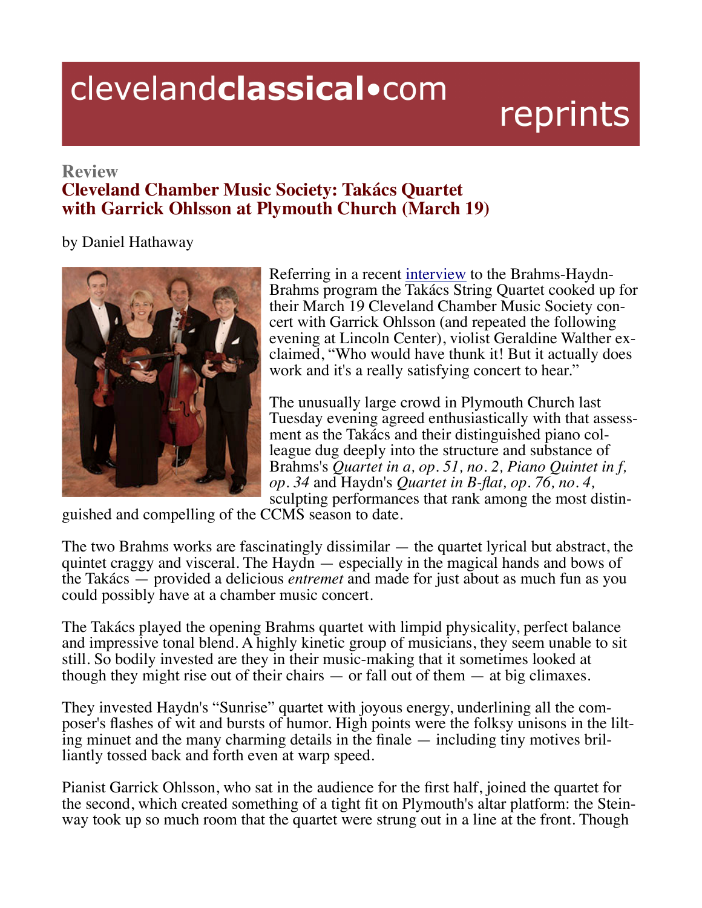# clevelandclassical•com reprints

**Review**

## Cleveland Chamber Music Society: Takács Quartet with Garrick Ohlsson at Plymouth Church (March 19)

by Daniel Hathaway

Referring in a recent interview to the Brahms-Haydn-Brahms program the Takács String Quartet cooked up for their March 19 Cleveland Chamber Music Society concert with Garrick Ohlsson (and repeated the following evening at Lincoln Center), violist Geraldine Walther exclaimed, "Who would have thunk it! But it actually does work and it's a really satisfying concert to hear."

The unusually large crowd in Plymouth Church last Tuesday evening agreed enthusiastically with that assessment as the Takács and their distinguished piano colleague dug deeply into the structure and substance of Brahms's *Quartet in a, op. 51, no. 2, Piano Quintet in f, op. 34* and Haydn's *Quartet in B-flat, op. 76, no. 4,* sculpting performances that rank among the most distinguished and compelling of the CCMS season to date.

The two Brahms works are fascinatingly dissimilar — the quartet lyrical but abstract, the quintet craggy and visceral. The Haydn — especially in the magical hands and bows of the Takács — provided a delicious *entremet* and made for just about as much fun as you could possibly have at a chamber music concert.

The Takács played the opening Brahms quartet with limpid physicality, perfect balance and impressive tonal blend. A highly kinetic group of musicians, they seem unable to sit still. So bodily invested are they in their music-making that it sometimes looked at though they might rise out of their chairs — or fall out of them — at big climaxes.

They invested Haydn's "Sunrise" quartet with joyous energy, underlining all the composer's flashes of wit and bursts of humor. High points were the folksy unisons in the lilting minuet and the many charming details in the finale — including tiny motives brilliantly tossed back and forth even at warp speed.

Pianist Garrick Ohlsson, who sat in the audience for the first half, joined the quartet for the second, which created something of a tight fit on Plymouth's altar platform: the Steinway took up so much room that the quartet were strung out in a line at the front. Though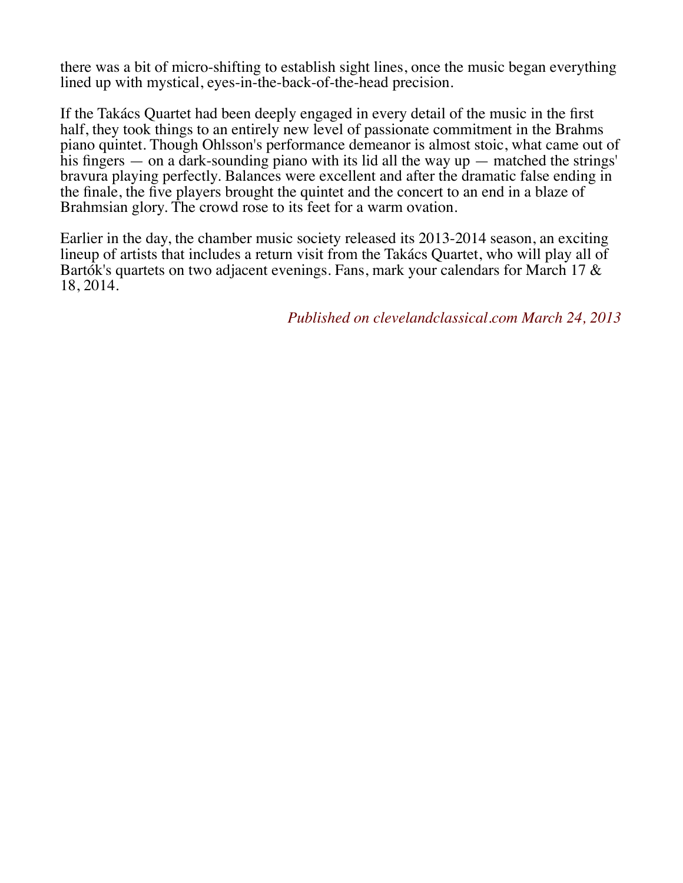there was a bit of micro-shifting to establish sight lines, once the music began everything lined up with mystical, eyes-in-the-back-of-the-head precision.

If the Takács Quartet had been deeply engaged in every detail of the music in the first half, they took things to an entirely new level of passionate commitment in the Brahms piano quintet. Though Ohlsson's performance demeanor is almost stoic, what came out of his fingers — on a dark-sounding piano with its lid all the way up — matched the strings' bravura playing perfectly. Balances were excellent and after the dramatic false ending in the finale, the five players brought the quintet and the concert to an end in a blaze of Brahmsian glory. The crowd rose to its feet for a warm ovation.

Earlier in the day, the chamber music society released its 2013-2014 season, an exciting lineup of artists that includes a return visit from the Takács Quartet, who will play all of Bartók's quartets on two adjacent evenings. Fans, mark your calendars for March 17 & 18, 2014.

*Published on clevelandclassical.com March 24, 2013*